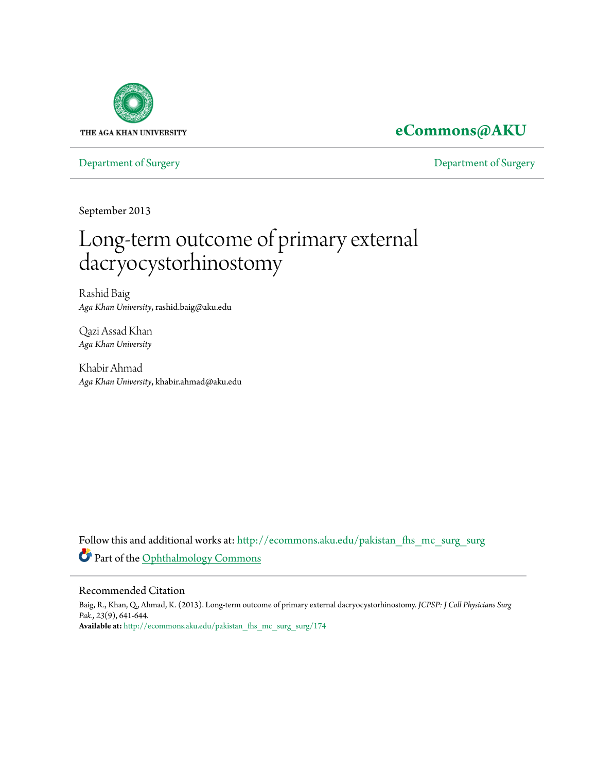THE AGA KHAN UNIVERSITY

**eCommons@AKU**

Department of Surgery

Department of Surgery

September 2013

# Long-term outcome of primary external dacryocystorhinostomy

Rashid Baig
*Aga Khan University*, rashid.baig@aku.edu

Qazi Assad Khan
*Aga Khan University*

Khabir Ahmad
*Aga Khan University*, khabir.ahmad@aku.edu

Follow this and additional works at: http://ecommons.aku.edu/pakistan_fhs_mc_surg_surg

Part of the Ophthalmology Commons

## Recommended Citation

Baig, R., Khan, Q., Ahmad, K. (2013). Long-term outcome of primary external dacryocystorhinostomy. *JCPSP: J Coll Physicians Surg Pak., 23*(9), 641-644.

**Available at:** http://ecommons.aku.edu/pakistan_fhs_mc_surg_surg/174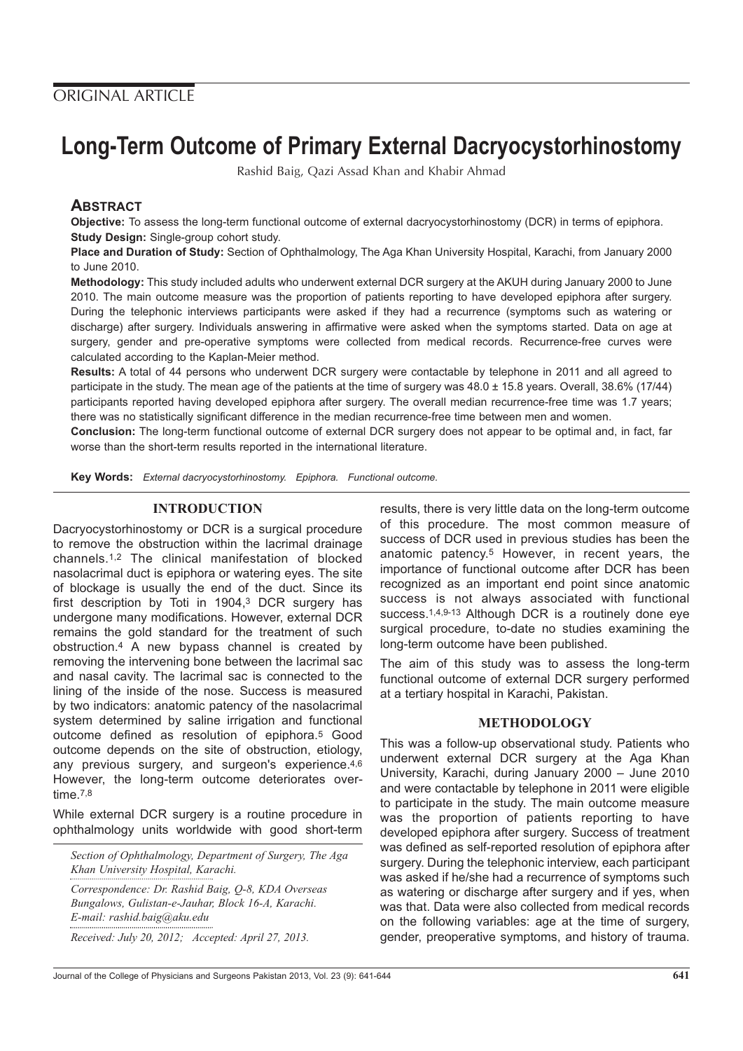ORIGINAL ARTICLE

# Long-Term Outcome of Primary External Dacryocystorhinostomy

Rashid Baig, Qazi Assad Khan and Khabir Ahmad

## ABSTRACT

**Objective:** To assess the long-term functional outcome of external dacryocystorhinostomy (DCR) in terms of epiphora.

**Study Design:** Single-group cohort study.

**Place and Duration of Study:** Section of Ophthalmology, The Aga Khan University Hospital, Karachi, from January 2000 to June 2010.

**Methodology:** This study included adults who underwent external DCR surgery at the AKUH during January 2000 to June 2010. The main outcome measure was the proportion of patients reporting to have developed epiphora after surgery. During the telephonic interviews participants were asked if they had a recurrence (symptoms such as watering or discharge) after surgery. Individuals answering in affirmative were asked when the symptoms started. Data on age at surgery, gender and pre-operative symptoms were collected from medical records. Recurrence-free curves were calculated according to the Kaplan-Meier method.

**Results:** A total of 44 persons who underwent DCR surgery were contactable by telephone in 2011 and all agreed to participate in the study. The mean age of the patients at the time of surgery was 48.0 ± 15.8 years. Overall, 38.6% (17/44) participants reported having developed epiphora after surgery. The overall median recurrence-free time was 1.7 years; there was no statistically significant difference in the median recurrence-free time between men and women.

**Conclusion:** The long-term functional outcome of external DCR surgery does not appear to be optimal and, in fact, far worse than the short-term results reported in the international literature.

**Key Words:** *External dacryocystorhinostomy. Epiphora. Functional outcome.*

## INTRODUCTION

Dacryocystorhinostomy or DCR is a surgical procedure to remove the obstruction within the lacrimal drainage channels.[1,2] The clinical manifestation of blocked nasolacrimal duct is epiphora or watering eyes. The site of blockage is usually the end of the duct. Since its first description by Toti in 1904,[3] DCR surgery has undergone many modifications. However, external DCR remains the gold standard for the treatment of such obstruction.[4] A new bypass channel is created by removing the intervening bone between the lacrimal sac and nasal cavity. The lacrimal sac is connected to the lining of the inside of the nose. Success is measured by two indicators: anatomic patency of the nasolacrimal system determined by saline irrigation and functional outcome defined as resolution of epiphora.[5] Good outcome depends on the site of obstruction, etiology, any previous surgery, and surgeon's experience.[4,6] However, the long-term outcome deteriorates over-time.[7,8]

While external DCR surgery is a routine procedure in ophthalmology units worldwide with good short-term results, there is very little data on the long-term outcome of this procedure. The most common measure of success of DCR used in previous studies has been the anatomic patency.[5] However, in recent years, the importance of functional outcome after DCR has been recognized as an important end point since anatomic success is not always associated with functional success.[1,4,9-13] Although DCR is a routinely done eye surgical procedure, to-date no studies examining the long-term outcome have been published.

The aim of this study was to assess the long-term functional outcome of external DCR surgery performed at a tertiary hospital in Karachi, Pakistan.

## METHODOLOGY

This was a follow-up observational study. Patients who underwent external DCR surgery at the Aga Khan University, Karachi, during January 2000 – June 2010 and were contactable by telephone in 2011 were eligible to participate in the study. The main outcome measure was the proportion of patients reporting to have developed epiphora after surgery. Success of treatment was defined as self-reported resolution of epiphora after surgery. During the telephonic interview, each participant was asked if he/she had a recurrence of symptoms such as watering or discharge after surgery and if yes, when was that. Data were also collected from medical records on the following variables: age at the time of surgery, gender, preoperative symptoms, and history of trauma.

*Section of Ophthalmology, Department of Surgery, The Aga Khan University Hospital, Karachi.*

*Correspondence: Dr. Rashid Baig, Q-8, KDA Overseas Bungalows, Gulistan-e-Jauhar, Block 16-A, Karachi. E-mail: rashid.baig@aku.edu*

*Received: July 20, 2012; Accepted: April 27, 2013.*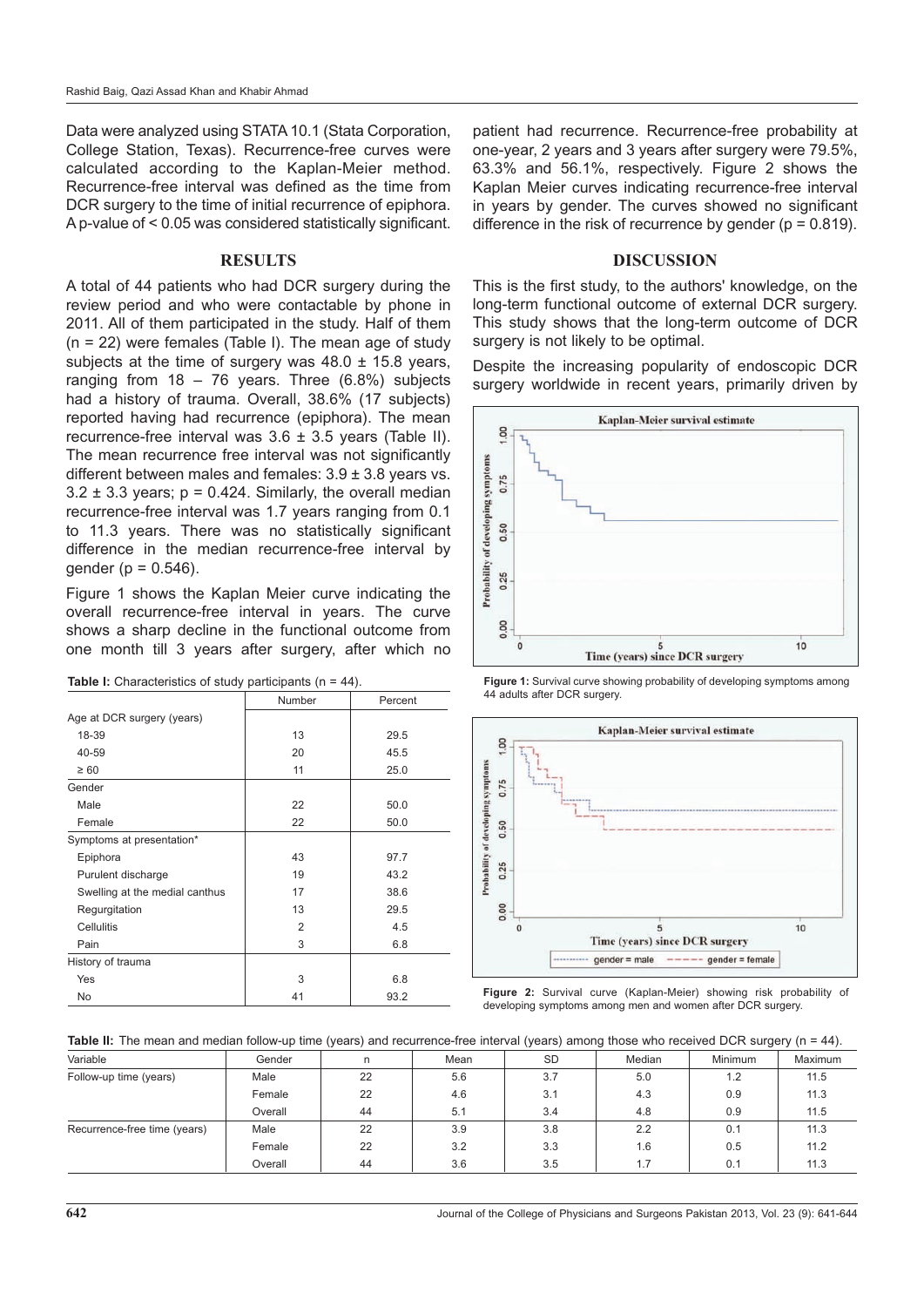Data were analyzed using STATA 10.1 (Stata Corporation, College Station, Texas). Recurrence-free curves were calculated according to the Kaplan-Meier method. Recurrence-free interval was defined as the time from DCR surgery to the time of initial recurrence of epiphora. A p-value of < 0.05 was considered statistically significant.

## RESULTS

A total of 44 patients who had DCR surgery during the review period and who were contactable by phone in 2011. All of them participated in the study. Half of them (n = 22) were females (Table I). The mean age of study subjects at the time of surgery was 48.0 ± 15.8 years, ranging from 18 – 76 years. Three (6.8%) subjects had a history of trauma. Overall, 38.6% (17 subjects) reported having had recurrence (epiphora). The mean recurrence-free interval was 3.6 ± 3.5 years (Table II). The mean recurrence free interval was not significantly different between males and females: 3.9 ± 3.8 years vs. 3.2 ± 3.3 years; p = 0.424. Similarly, the overall median recurrence-free interval was 1.7 years ranging from 0.1 to 11.3 years. There was no statistically significant difference in the median recurrence-free interval by gender (p = 0.546).

Figure 1 shows the Kaplan Meier curve indicating the overall recurrence-free interval in years. The curve shows a sharp decline in the functional outcome from one month till 3 years after surgery, after which no patient had recurrence. Recurrence-free probability at one-year, 2 years and 3 years after surgery were 79.5%, 63.3% and 56.1%, respectively. Figure 2 shows the Kaplan Meier curves indicating recurrence-free interval in years by gender. The curves showed no significant difference in the risk of recurrence by gender (p = 0.819).

**Table I:** Characteristics of study participants (n = 44).

| | Number | Percent |
|---|---|---|
| Age at DCR surgery (years) | | |
| 18-39 | 13 | 29.5 |
| 40-59 | 20 | 45.5 |
| ≥ 60 | 11 | 25.0 |
| Gender | | |
| Male | 22 | 50.0 |
| Female | 22 | 50.0 |
| Symptoms at presentation* | | |
| Epiphora | 43 | 97.7 |
| Purulent discharge | 19 | 43.2 |
| Swelling at the medial canthus | 17 | 38.6 |
| Regurgitation | 13 | 29.5 |
| Cellulitis | 2 | 4.5 |
| Pain | 3 | 6.8 |
| History of trauma | | |
| Yes | 3 | 6.8 |
| No | 41 | 93.2 |

## DISCUSSION

This is the first study, to the authors' knowledge, on the long-term functional outcome of external DCR surgery. This study shows that the long-term outcome of DCR surgery is not likely to be optimal.

Despite the increasing popularity of endoscopic DCR surgery worldwide in recent years, primarily driven by

**Figure 1:** Survival curve showing probability of developing symptoms among 44 adults after DCR surgery.

**Figure 2:** Survival curve (Kaplan-Meier) showing risk probability of developing symptoms among men and women after DCR surgery.

**Table II:** The mean and median follow-up time (years) and recurrence-free interval (years) among those who received DCR surgery (n = 44).

| Variable | Gender | n | Mean | SD | Median | Minimum | Maximum |
|---|---|---|---|---|---|---|---|
| Follow-up time (years) | Male | 22 | 5.6 | 3.7 | 5.0 | 1.2 | 11.5 |
| | Female | 22 | 4.6 | 3.1 | 4.3 | 0.9 | 11.3 |
| | Overall | 44 | 5.1 | 3.4 | 4.8 | 0.9 | 11.5 |
| Recurrence-free time (years) | Male | 22 | 3.9 | 3.8 | 2.2 | 0.1 | 11.3 |
| | Female | 22 | 3.2 | 3.3 | 1.6 | 0.5 | 11.2 |
| | Overall | 44 | 3.6 | 3.5 | 1.7 | 0.1 | 11.3 |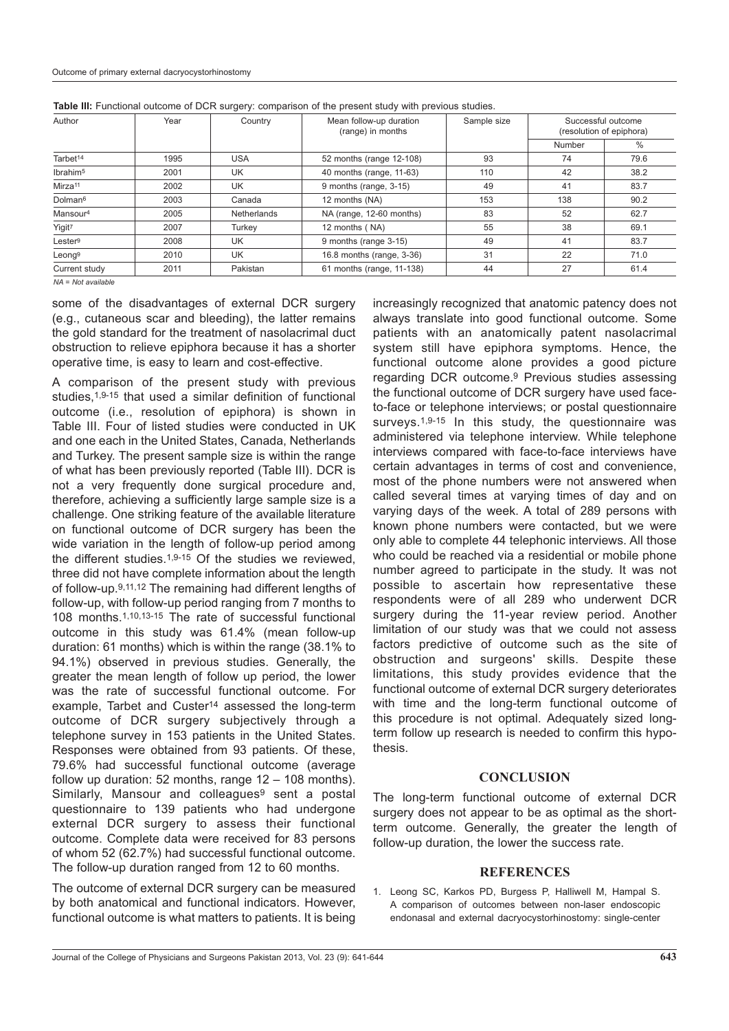**Table III:** Functional outcome of DCR surgery: comparison of the present study with previous studies.

| Author | Year | Country | Mean follow-up duration (range) in months | Sample size | Successful outcome (resolution of epiphora) | |
|---|---|---|---|---|---|---|
| | | | | | Number | % |
| Tarbet[14] | 1995 | USA | 52 months (range 12-108) | 93 | 74 | 79.6 |
| Ibrahim[5] | 2001 | UK | 40 months (range, 11-63) | 110 | 42 | 38.2 |
| Mirza[11] | 2002 | UK | 9 months (range, 3-15) | 49 | 41 | 83.7 |
| Dolman[6] | 2003 | Canada | 12 months (NA) | 153 | 138 | 90.2 |
| Mansour[4] | 2005 | Netherlands | NA (range, 12-60 months) | 83 | 52 | 62.7 |
| Yigit[7] | 2007 | Turkey | 12 months ( NA) | 55 | 38 | 69.1 |
| Lester[9] | 2008 | UK | 9 months (range 3-15) | 49 | 41 | 83.7 |
| Leong[9] | 2010 | UK | 16.8 months (range, 3-36) | 31 | 22 | 71.0 |
| Current study | 2011 | Pakistan | 61 months (range, 11-138) | 44 | 27 | 61.4 |

*NA = Not available*

some of the disadvantages of external DCR surgery (e.g., cutaneous scar and bleeding), the latter remains the gold standard for the treatment of nasolacrimal duct obstruction to relieve epiphora because it has a shorter operative time, is easy to learn and cost-effective.

A comparison of the present study with previous studies,[1,9-15] that used a similar definition of functional outcome (i.e., resolution of epiphora) is shown in Table III. Four of listed studies were conducted in UK and one each in the United States, Canada, Netherlands and Turkey. The present sample size is within the range of what has been previously reported (Table III). DCR is not a very frequently done surgical procedure and, therefore, achieving a sufficiently large sample size is a challenge. One striking feature of the available literature on functional outcome of DCR surgery has been the wide variation in the length of follow-up period among the different studies.[1,9-15] Of the studies we reviewed, three did not have complete information about the length of follow-up.[9,11,12] The remaining had different lengths of follow-up, with follow-up period ranging from 7 months to 108 months.[1,10,13-15] The rate of successful functional outcome in this study was 61.4% (mean follow-up duration: 61 months) which is within the range (38.1% to 94.1%) observed in previous studies. Generally, the greater the mean length of follow up period, the lower was the rate of successful functional outcome. For example, Tarbet and Custer[14] assessed the long-term outcome of DCR surgery subjectively through a telephone survey in 153 patients in the United States. Responses were obtained from 93 patients. Of these, 79.6% had successful functional outcome (average follow up duration: 52 months, range 12 – 108 months). Similarly, Mansour and colleagues[9] sent a postal questionnaire to 139 patients who had undergone external DCR surgery to assess their functional outcome. Complete data were received for 83 persons of whom 52 (62.7%) had successful functional outcome. The follow-up duration ranged from 12 to 60 months.

The outcome of external DCR surgery can be measured by both anatomical and functional indicators. However, functional outcome is what matters to patients. It is being increasingly recognized that anatomic patency does not always translate into good functional outcome. Some patients with an anatomically patent nasolacrimal system still have epiphora symptoms. Hence, the functional outcome alone provides a good picture regarding DCR outcome.[9] Previous studies assessing the functional outcome of DCR surgery have used face-to-face or telephone interviews; or postal questionnaire surveys.[1,9-15] In this study, the questionnaire was administered via telephone interview. While telephone interviews compared with face-to-face interviews have certain advantages in terms of cost and convenience, most of the phone numbers were not answered when called several times at varying times of day and on varying days of the week. A total of 289 persons with known phone numbers were contacted, but we were only able to complete 44 telephonic interviews. All those who could be reached via a residential or mobile phone number agreed to participate in the study. It was not possible to ascertain how representative these respondents were of all 289 who underwent DCR surgery during the 11-year review period. Another limitation of our study was that we could not assess factors predictive of outcome such as the site of obstruction and surgeons' skills. Despite these limitations, this study provides evidence that the functional outcome of external DCR surgery deteriorates with time and the long-term functional outcome of this procedure is not optimal. Adequately sized long-term follow up research is needed to confirm this hypothesis.

## CONCLUSION

The long-term functional outcome of external DCR surgery does not appear to be as optimal as the short-term outcome. Generally, the greater the length of follow-up duration, the lower the success rate.

## REFERENCES

1. Leong SC, Karkos PD, Burgess P, Halliwell M, Hampal S. A comparison of outcomes between non-laser endoscopic endonasal and external dacryocystorhinostomy: single-center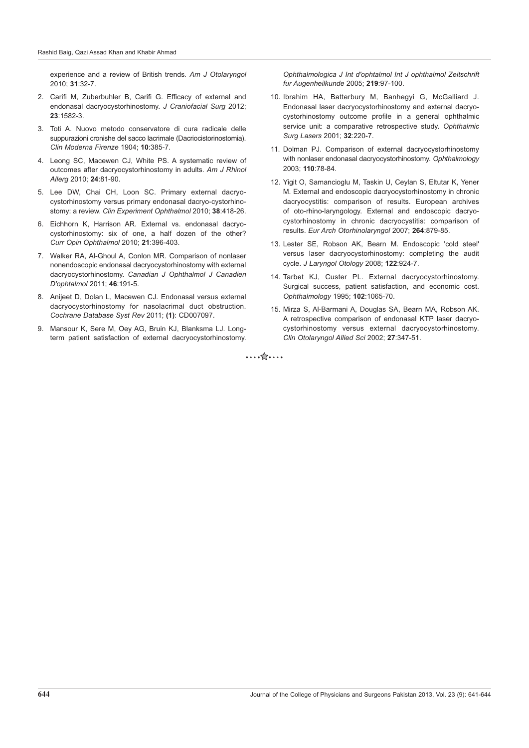experience and a review of British trends. *Am J Otolaryngol* 2010; **31**:32-7.

2. Carifi M, Zuberbuhler B, Carifi G. Efficacy of external and endonasal dacryocystorhinostomy. *J Craniofacial Surg* 2012; **23**:1582-3.
3. Toti A. Nuovo metodo conservatore di cura radicale delle suppurazioni cronishe del sacco lacrimale (Dacriocistorinostomia). *Clin Moderna Firenze* 1904; **10**:385-7.
4. Leong SC, Macewen CJ, White PS. A systematic review of outcomes after dacryocystorhinostomy in adults. *Am J Rhinol Allerg* 2010; **24**:81-90.
5. Lee DW, Chai CH, Loon SC. Primary external dacryocystorhinostomy versus primary endonasal dacryo-cystorhinostomy: a review. *Clin Experiment Ophthalmol* 2010; **38**:418-26.
6. Eichhorn K, Harrison AR. External vs. endonasal dacryocystorhinostomy: six of one, a half dozen of the other? *Curr Opin Ophthalmol* 2010; **21**:396-403.
7. Walker RA, Al-Ghoul A, Conlon MR. Comparison of nonlaser nonendoscopic endonasal dacryocystorhinostomy with external dacryocystorhinostomy. *Canadian J Ophthalmol J Canadien D'ophtalmol* 2011; **46**:191-5.
8. Anijeet D, Dolan L, Macewen CJ. Endonasal versus external dacryocystorhinostomy for nasolacrimal duct obstruction. *Cochrane Database Syst Rev* 2011; **(1)**: CD007097.
9. Mansour K, Sere M, Oey AG, Bruin KJ, Blanksma LJ. Long-term patient satisfaction of external dacryocystorhinostomy. *Ophthalmologica J Int d'ophtalmol Int J ophthalmol Zeitschrift fur Augenheilkunde* 2005; **219**:97-100.
10. Ibrahim HA, Batterbury M, Banhegyi G, McGalliard J. Endonasal laser dacryocystorhinostomy and external dacryocystorhinostomy outcome profile in a general ophthalmic service unit: a comparative retrospective study. *Ophthalmic Surg Lasers* 2001; **32**:220-7.
11. Dolman PJ. Comparison of external dacryocystorhinostomy with nonlaser endonasal dacryocystorhinostomy. *Ophthalmology* 2003; **110**:78-84.
12. Yigit O, Samancioglu M, Taskin U, Ceylan S, Eltutar K, Yener M. External and endoscopic dacryocystorhinostomy in chronic dacryocystitis: comparison of results. European archives of oto-rhino-laryngology. External and endoscopic dacryocystorhinostomy in chronic dacryocystitis: comparison of results. *Eur Arch Otorhinolaryngol* 2007; **264**:879-85.
13. Lester SE, Robson AK, Bearn M. Endoscopic 'cold steel' versus laser dacryocystorhinostomy: completing the audit cycle. *J Laryngol Otology* 2008; **122**:924-7.
14. Tarbet KJ, Custer PL. External dacryocystorhinostomy. Surgical success, patient satisfaction, and economic cost. *Ophthalmology* 1995; **102**:1065-70.
15. Mirza S, Al-Barmani A, Douglas SA, Bearn MA, Robson AK. A retrospective comparison of endonasal KTP laser dacryocystorhinostomy versus external dacryocystorhinostomy. *Clin Otolaryngol Allied Sci* 2002; **27**:347-51.